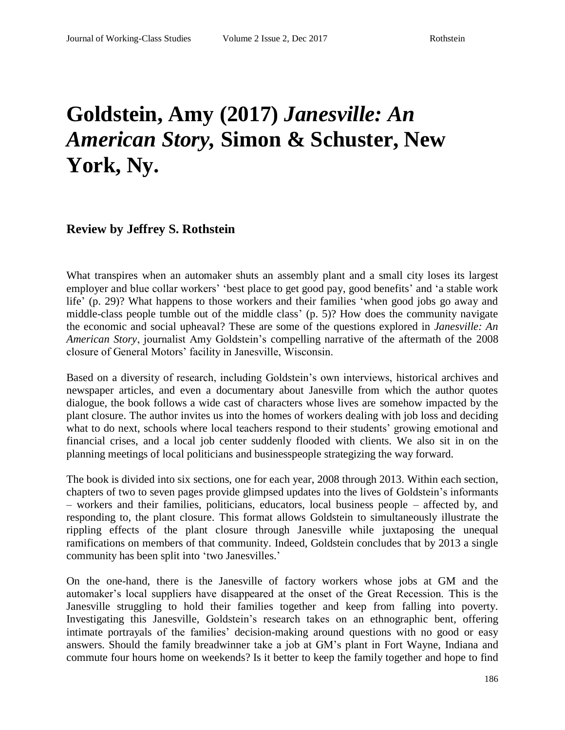# Goldstein, Amy (2017) *Janesville: An American Story,* Simon & Schuster, New York, Ny.

### Review by Jeffrey S. Rothstein

What transpires when an automaker shuts an assembly plant and a small city loses its largest employer and blue collar workers' 'best place to get good pay, good benefits' and 'a stable work life' (p. 29)? What happens to those workers and their families 'when good jobs go away and middle-class people tumble out of the middle class' (p. 5)? How does the community navigate the economic and social upheaval? These are some of the questions explored in *Janesville: An American Story*, journalist Amy Goldstein's compelling narrative of the aftermath of the 2008 closure of General Motors' facility in Janesville, Wisconsin.

Based on a diversity of research, including Goldstein's own interviews, historical archives and newspaper articles, and even a documentary about Janesville from which the author quotes dialogue, the book follows a wide cast of characters whose lives are somehow impacted by the plant closure. The author invites us into the homes of workers dealing with job loss and deciding what to do next, schools where local teachers respond to their students' growing emotional and financial crises, and a local job center suddenly flooded with clients. We also sit in on the planning meetings of local politicians and businesspeople strategizing the way forward.

The book is divided into six sections, one for each year, 2008 through 2013. Within each section, chapters of two to seven pages provide glimpsed updates into the lives of Goldstein's informants – workers and their families, politicians, educators, local business people – affected by, and responding to, the plant closure. This format allows Goldstein to simultaneously illustrate the rippling effects of the plant closure through Janesville while juxtaposing the unequal ramifications on members of that community. Indeed, Goldstein concludes that by 2013 a single community has been split into 'two Janesvilles.'

On the one-hand, there is the Janesville of factory workers whose jobs at GM and the automaker's local suppliers have disappeared at the onset of the Great Recession. This is the Janesville struggling to hold their families together and keep from falling into poverty. Investigating this Janesville, Goldstein's research takes on an ethnographic bent, offering intimate portrayals of the families' decision-making around questions with no good or easy answers. Should the family breadwinner take a job at GM's plant in Fort Wayne, Indiana and commute four hours home on weekends? Is it better to keep the family together and hope to find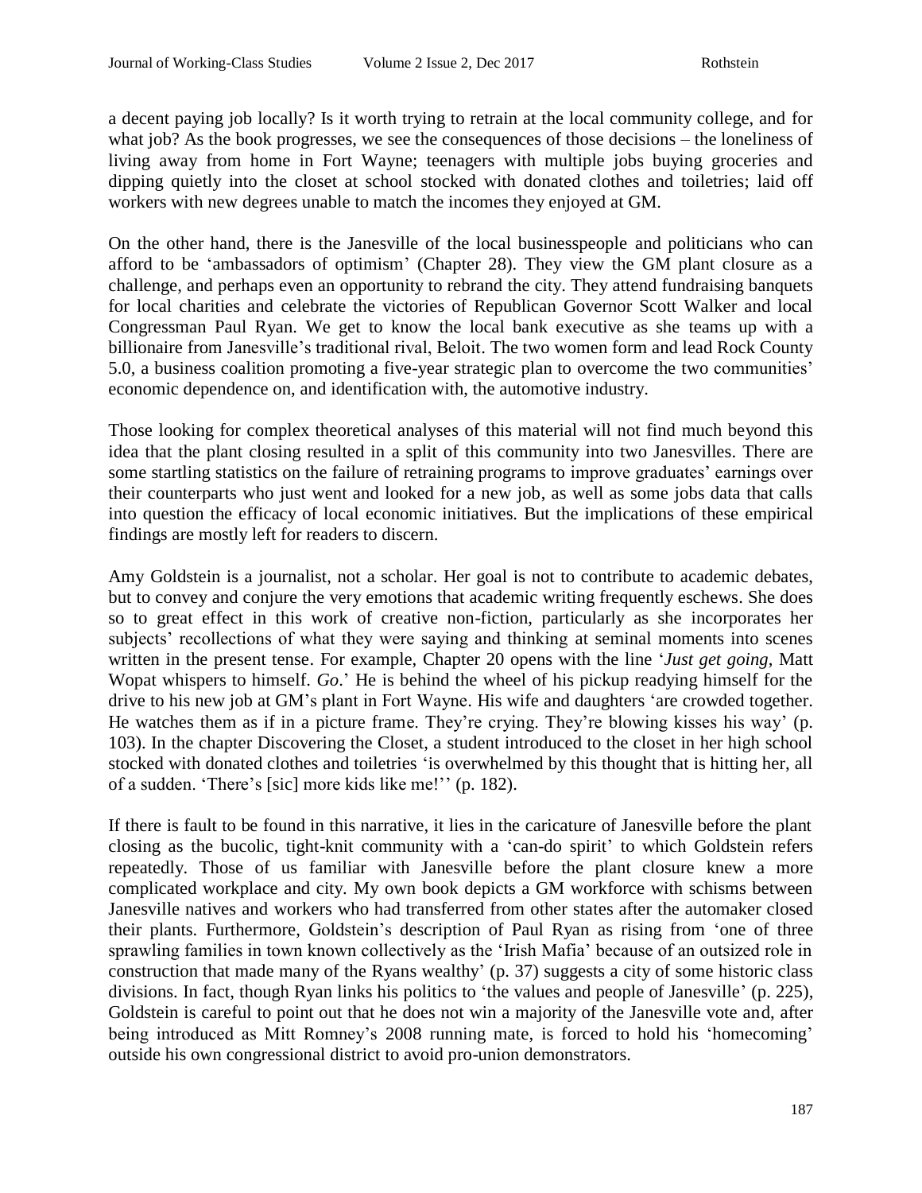a decent paying job locally? Is it worth trying to retrain at the local community college, and for what job? As the book progresses, we see the consequences of those decisions – the loneliness of living away from home in Fort Wayne; teenagers with multiple jobs buying groceries and dipping quietly into the closet at school stocked with donated clothes and toiletries; laid off workers with new degrees unable to match the incomes they enjoyed at GM.

On the other hand, there is the Janesville of the local businesspeople and politicians who can afford to be 'ambassadors of optimism' (Chapter 28). They view the GM plant closure as a challenge, and perhaps even an opportunity to rebrand the city. They attend fundraising banquets for local charities and celebrate the victories of Republican Governor Scott Walker and local Congressman Paul Ryan. We get to know the local bank executive as she teams up with a billionaire from Janesville's traditional rival, Beloit. The two women form and lead Rock County 5.0, a business coalition promoting a five-year strategic plan to overcome the two communities' economic dependence on, and identification with, the automotive industry.

Those looking for complex theoretical analyses of this material will not find much beyond this idea that the plant closing resulted in a split of this community into two Janesvilles. There are some startling statistics on the failure of retraining programs to improve graduates' earnings over their counterparts who just went and looked for a new job, as well as some jobs data that calls into question the efficacy of local economic initiatives. But the implications of these empirical findings are mostly left for readers to discern.

Amy Goldstein is a journalist, not a scholar. Her goal is not to contribute to academic debates, but to convey and conjure the very emotions that academic writing frequently eschews. She does so to great effect in this work of creative non-fiction, particularly as she incorporates her subjects' recollections of what they were saying and thinking at seminal moments into scenes written in the present tense. For example, Chapter 20 opens with the line '*Just get going*, Matt Wopat whispers to himself. *Go*.' He is behind the wheel of his pickup readying himself for the drive to his new job at GM's plant in Fort Wayne. His wife and daughters 'are crowded together. He watches them as if in a picture frame. They're crying. They're blowing kisses his way' (p. 103). In the chapter Discovering the Closet, a student introduced to the closet in her high school stocked with donated clothes and toiletries 'is overwhelmed by this thought that is hitting her, all of a sudden. 'There's [sic] more kids like me!'' (p. 182).

If there is fault to be found in this narrative, it lies in the caricature of Janesville before the plant closing as the bucolic, tight-knit community with a 'can-do spirit' to which Goldstein refers repeatedly. Those of us familiar with Janesville before the plant closure knew a more complicated workplace and city. My own book depicts a GM workforce with schisms between Janesville natives and workers who had transferred from other states after the automaker closed their plants. Furthermore, Goldstein's description of Paul Ryan as rising from 'one of three sprawling families in town known collectively as the 'Irish Mafia' because of an outsized role in construction that made many of the Ryans wealthy' (p. 37) suggests a city of some historic class divisions. In fact, though Ryan links his politics to 'the values and people of Janesville' (p. 225), Goldstein is careful to point out that he does not win a majority of the Janesville vote and, after being introduced as Mitt Romney's 2008 running mate, is forced to hold his 'homecoming' outside his own congressional district to avoid pro-union demonstrators.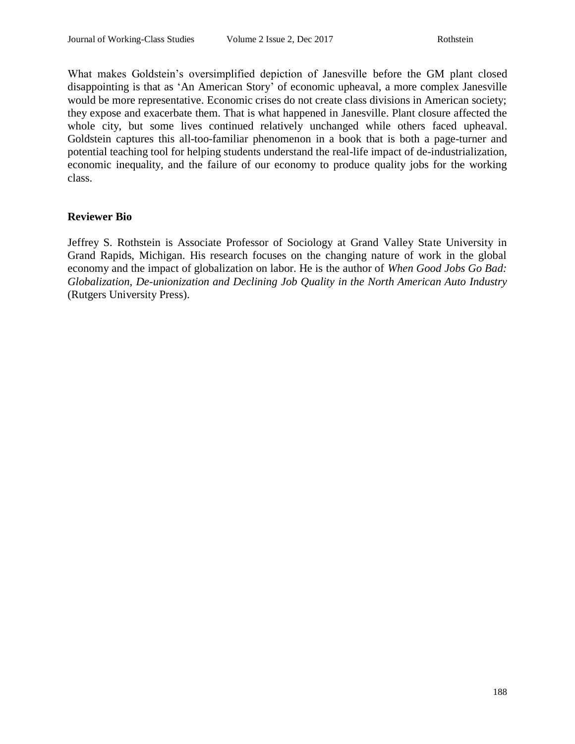What makes Goldstein's oversimplified depiction of Janesville before the GM plant closed disappointing is that as 'An American Story' of economic upheaval, a more complex Janesville would be more representative. Economic crises do not create class divisions in American society; they expose and exacerbate them. That is what happened in Janesville. Plant closure affected the whole city, but some lives continued relatively unchanged while others faced upheaval. Goldstein captures this all-too-familiar phenomenon in a book that is both a page-turner and potential teaching tool for helping students understand the real-life impact of de-industrialization, economic inequality, and the failure of our economy to produce quality jobs for the working class.

## Reviewer Bio

Jeffrey S. Rothstein is Associate Professor of Sociology at Grand Valley State University in Grand Rapids, Michigan. His research focuses on the changing nature of work in the global economy and the impact of globalization on labor. He is the author of *When Good Jobs Go Bad: Globalization, De-unionization and Declining Job Quality in the North American Auto Industry* (Rutgers University Press).